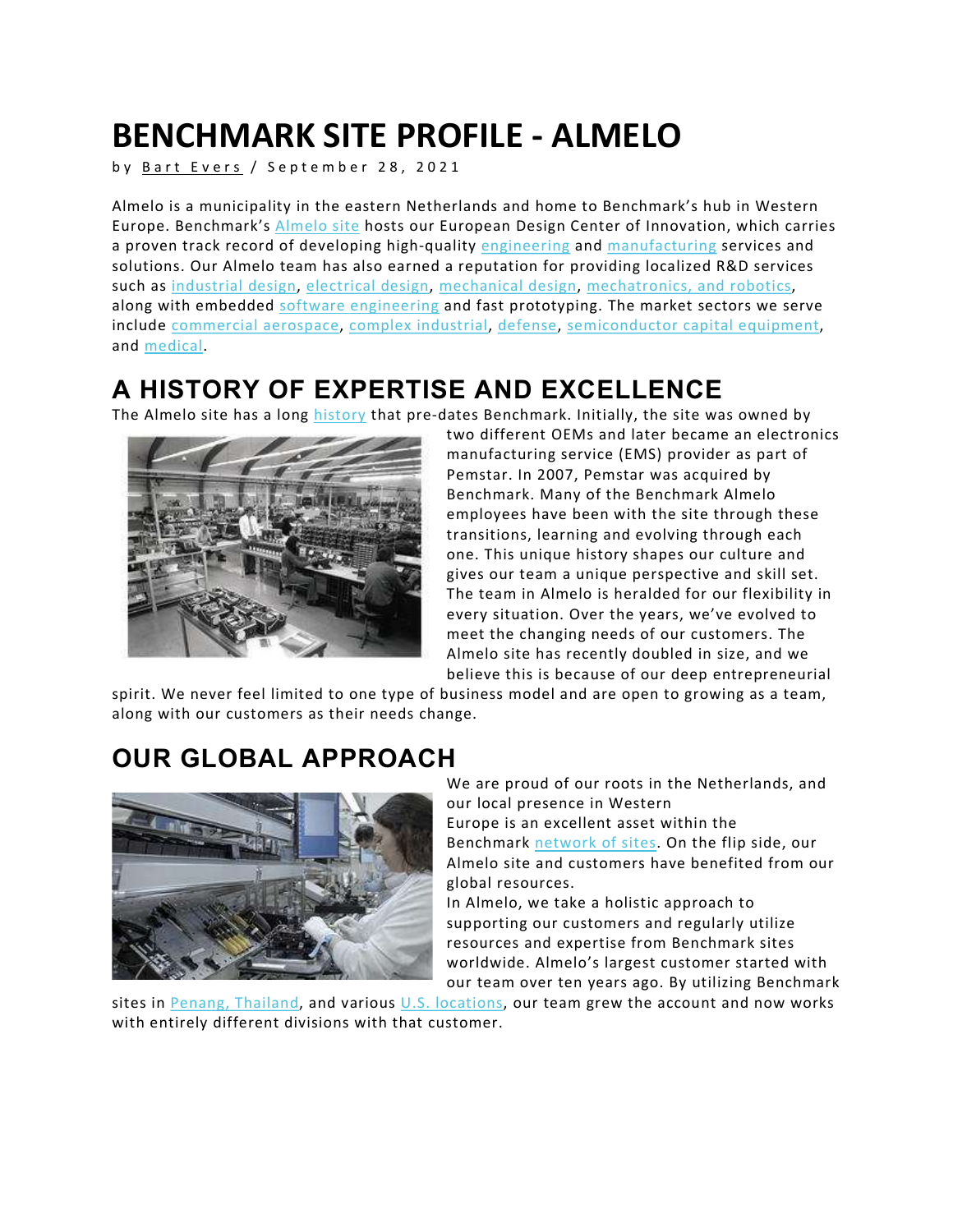# BENCHMARK SITE PROFILE - ALMELO

by Bart Evers / September 28, 2021

Almelo is a municipality in the eastern Netherlands and home to Benchmark's hub in Western Europe. Benchmark's Almelo site hosts our European Design Center of Innovation, which carries a proven track record of developing high-quality engineering and manufacturing services and solutions. Our Almelo team has also earned a reputation for providing localized R&D services such as industrial design, electrical design, mechanical design, mechatronics, and robotics, along with embedded software engineering and fast prototyping. The market sectors we serve include commercial aerospace, complex industrial, defense, semiconductor capital equipment, and medical.

## A HISTORY OF EXPERTISE AND EXCELLENCE

The Almelo site has a long history that pre-dates Benchmark. Initially, the site was owned by two different OEMs and later became an electronics manufacturing service (EMS) provider as part of Pemstar. In 2007, Pemstar was acquired by Benchmark. Many of the Benchmark Almelo employees have been with the site through these transitions, learning and evolving through each one. This unique history shapes our culture and gives our team a unique perspective and skill set. The team in Almelo is heralded for our flexibility in every situation. Over the years, we've evolved to meet the changing needs of our customers. The Almelo site has recently doubled in size, and we believe this is because of our deep entrepreneurial spirit. We never feel limited to one type of business model and are open to growing as a team, along with our customers as their needs change.

## OUR GLOBAL APPROACH

We are proud of our roots in the Netherlands, and our local presence in Western Europe is an excellent asset within the Benchmark network of sites. On the flip side, our Almelo site and customers have benefited from our global resources.

In Almelo, we take a holistic approach to supporting our customers and regularly utilize resources and expertise from Benchmark sites worldwide. Almelo's largest customer started with our team over ten years ago. By utilizing Benchmark sites in Penang, Thailand, and various U.S. locations, our team grew the account and now works with entirely different divisions with that customer.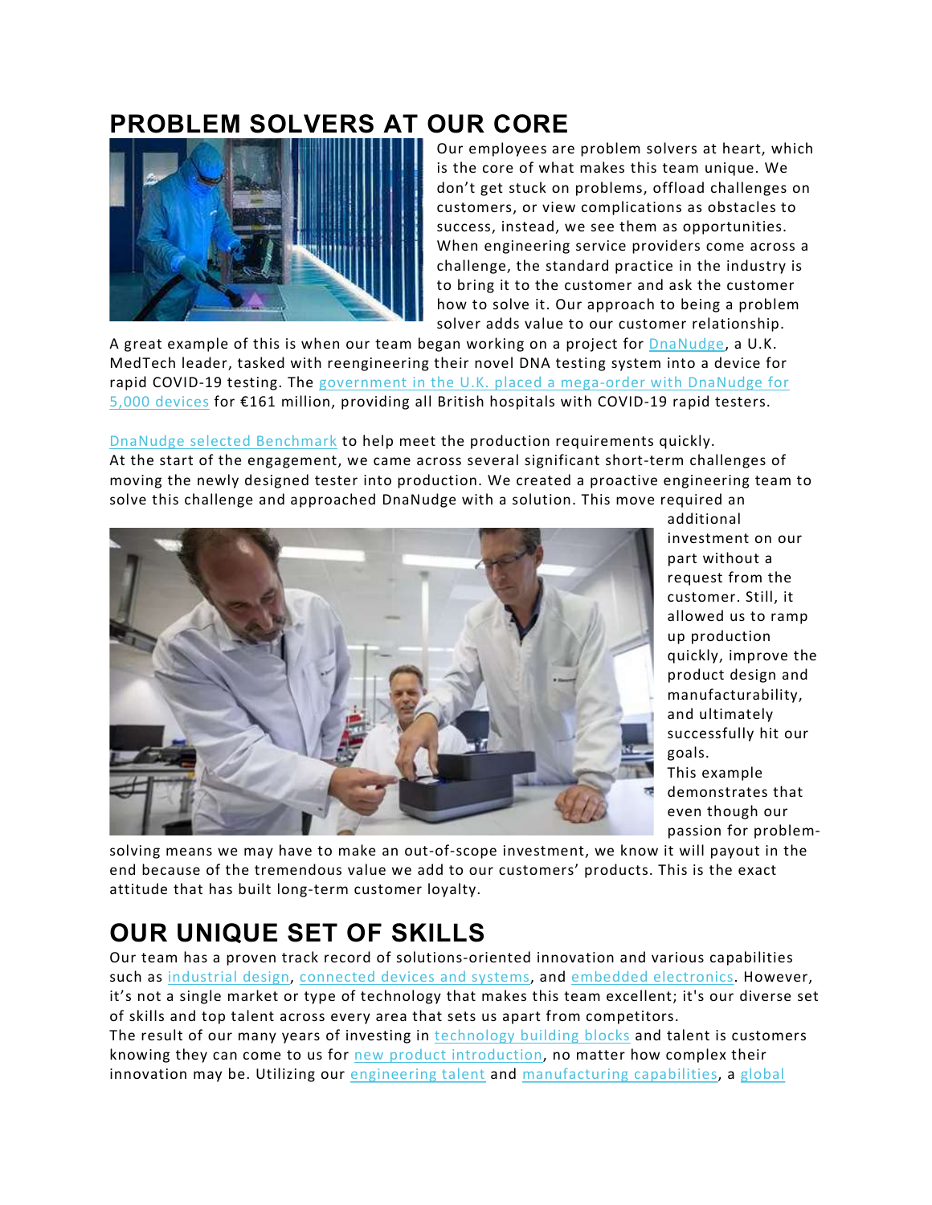# PROBLEM SOLVERS AT OUR CORE

Our employees are problem solvers at heart, which is the core of what makes this team unique. We don't get stuck on problems, offload challenges on customers, or view complications as obstacles to success, instead, we see them as opportunities. When engineering service providers come across a challenge, the standard practice in the industry is to bring it to the customer and ask the customer how to solve it. Our approach to being a problem solver adds value to our customer relationship.

A great example of this is when our team began working on a project for DnaNudge, a U.K. MedTech leader, tasked with reengineering their novel DNA testing system into a device for rapid COVID-19 testing. The government in the U.K. placed a mega-order with DnaNudge for 5,000 devices for €161 million, providing all British hospitals with COVID-19 rapid testers.

DnaNudge selected Benchmark to help meet the production requirements quickly. At the start of the engagement, we came across several significant short-term challenges of moving the newly designed tester into production. We created a proactive engineering team to solve this challenge and approached DnaNudge with a solution. This move required an additional investment on our part without a request from the customer. Still, it allowed us to ramp up production quickly, improve the product design and manufacturability, and ultimately successfully hit our goals.

This example demonstrates that even though our passion for problem-solving means we may have to make an out-of-scope investment, we know it will payout in the end because of the tremendous value we add to our customers' products. This is the exact attitude that has built long-term customer loyalty.

# OUR UNIQUE SET OF SKILLS

Our team has a proven track record of solutions-oriented innovation and various capabilities such as industrial design, connected devices and systems, and embedded electronics. However, it's not a single market or type of technology that makes this team excellent; it's our diverse set of skills and top talent across every area that sets us apart from competitors.

The result of our many years of investing in technology building blocks and talent is customers knowing they can come to us for new product introduction, no matter how complex their innovation may be. Utilizing our engineering talent and manufacturing capabilities, a global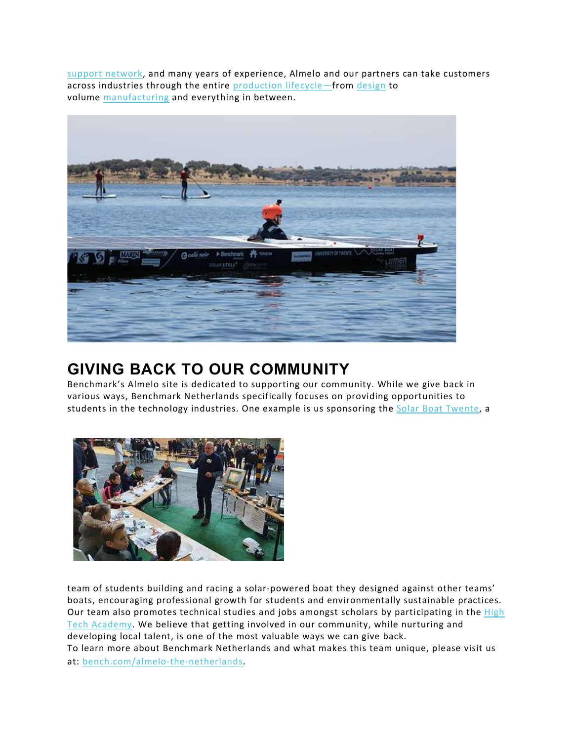support network, and many years of experience, Almelo and our partners can take customers across industries through the entire production lifecycle—from design to volume manufacturing and everything in between.

## GIVING BACK TO OUR COMMUNITY

Benchmark's Almelo site is dedicated to supporting our community. While we give back in various ways, Benchmark Netherlands specifically focuses on providing opportunities to students in the technology industries. One example is us sponsoring the Solar Boat Twente, a team of students building and racing a solar-powered boat they designed against other teams' boats, encouraging professional growth for students and environmentally sustainable practices. Our team also promotes technical studies and jobs amongst scholars by participating in the High Tech Academy. We believe that getting involved in our community, while nurturing and developing local talent, is one of the most valuable ways we can give back.

To learn more about Benchmark Netherlands and what makes this team unique, please visit us at: bench.com/almelo-the-netherlands.